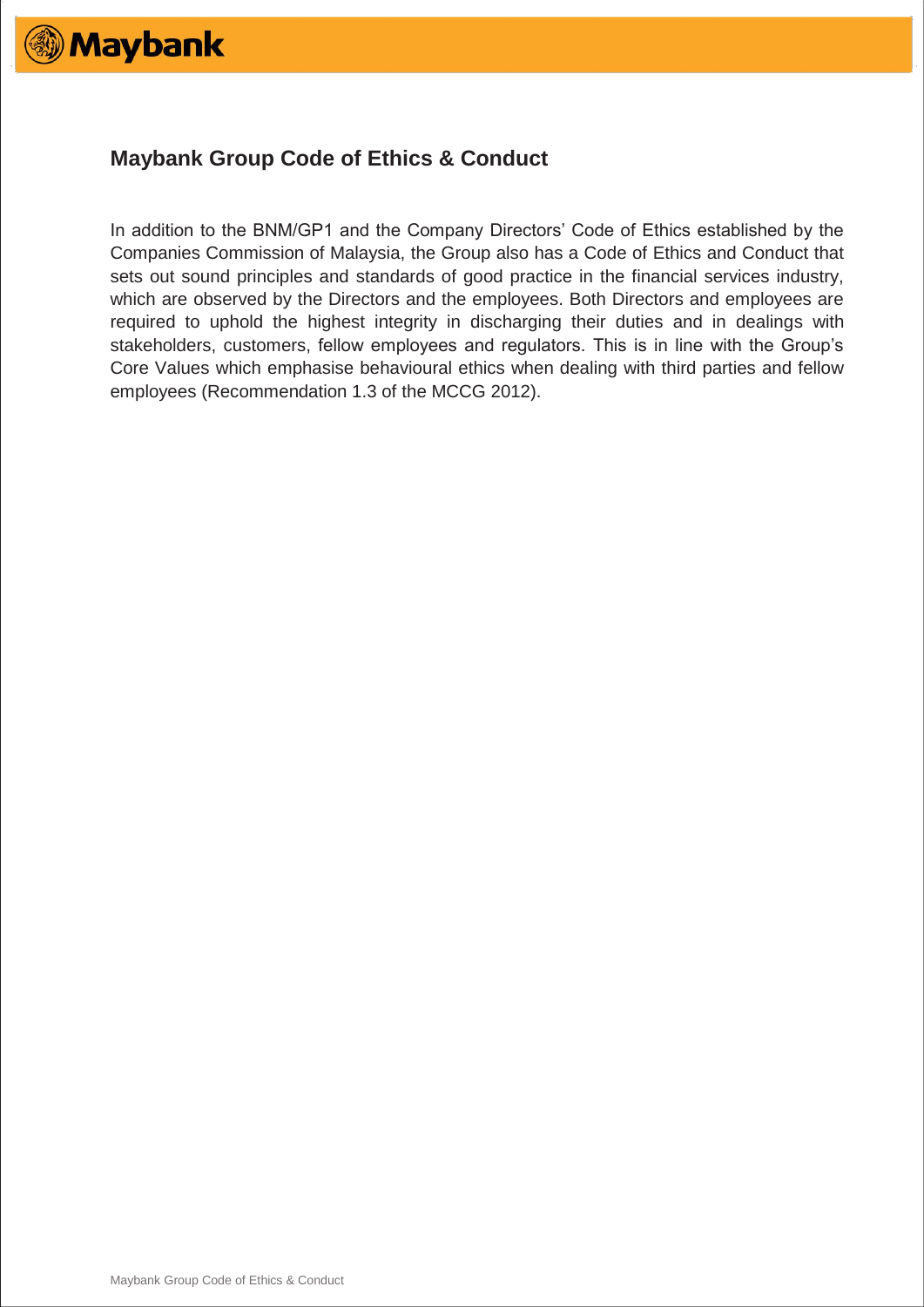# Maybank Group Code of Ethics & Conduct

In addition to the BNM/GP1 and the Company Directors' Code of Ethics established by the Companies Commission of Malaysia, the Group also has a Code of Ethics and Conduct that sets out sound principles and standards of good practice in the financial services industry, which are observed by the Directors and the employees. Both Directors and employees are required to uphold the highest integrity in discharging their duties and in dealings with stakeholders, customers, fellow employees and regulators. This is in line with the Group's Core Values which emphasise behavioural ethics when dealing with third parties and fellow employees (Recommendation 1.3 of the MCCG 2012).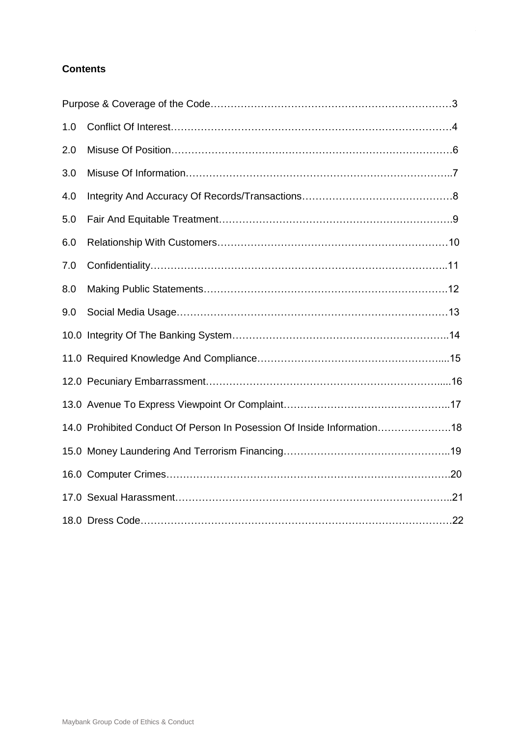**Contents**

Purpose & Coverage of the Code……………………………………………………………3

1.0 Conflict Of Interest…………………………………………………………………………4

2.0 Misuse Of Position…………………………………………………………………………6

3.0 Misuse Of Information……………………………………………………………………..7

4.0 Integrity And Accuracy Of Records/Transactions………………………………………8

5.0 Fair And Equitable Treatment…………………………………………………………….9

6.0 Relationship With Customers……………………………………………………………10

7.0 Confidentiality……………………………………………………………………………..11

8.0 Making Public Statements………………………………………………………………12

9.0 Social Media Usage………………………………………………………………………13

10.0 Integrity Of The Banking System………………………………………………………..14

11.0 Required Knowledge And Compliance………………………………………………....15

12.0 Pecuniary Embarrassment……………………………………………………………….....16

13.0 Avenue To Express Viewpoint Or Complaint…………………………………………..17

14.0 Prohibited Conduct Of Person In Posession Of Inside Information…………………18

15.0 Money Laundering And Terrorism Financing…………………………………………..19

16.0 Computer Crimes…………………………………………………………………………20

17.0 Sexual Harassment……………………………………………………………………....21

18.0 Dress Code………………………………………………………………………………22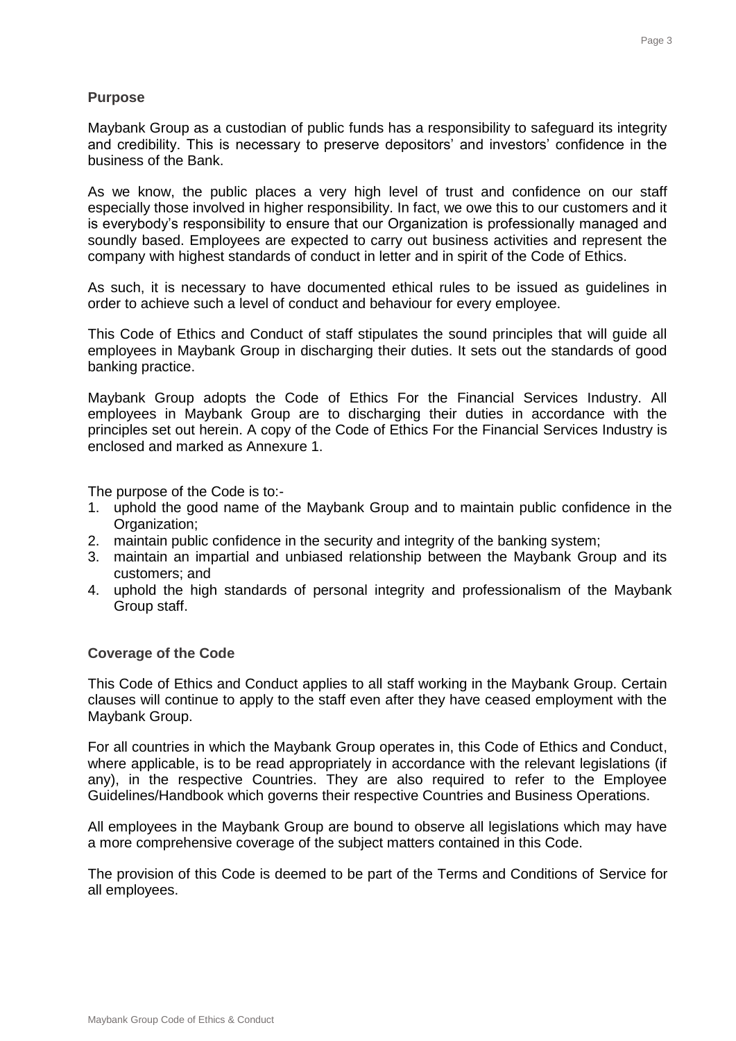## Purpose

Maybank Group as a custodian of public funds has a responsibility to safeguard its integrity and credibility. This is necessary to preserve depositors' and investors' confidence in the business of the Bank.

As we know, the public places a very high level of trust and confidence on our staff especially those involved in higher responsibility. In fact, we owe this to our customers and it is everybody's responsibility to ensure that our Organization is professionally managed and soundly based. Employees are expected to carry out business activities and represent the company with highest standards of conduct in letter and in spirit of the Code of Ethics.

As such, it is necessary to have documented ethical rules to be issued as guidelines in order to achieve such a level of conduct and behaviour for every employee.

This Code of Ethics and Conduct of staff stipulates the sound principles that will guide all employees in Maybank Group in discharging their duties. It sets out the standards of good banking practice.

Maybank Group adopts the Code of Ethics For the Financial Services Industry. All employees in Maybank Group are to discharging their duties in accordance with the principles set out herein. A copy of the Code of Ethics For the Financial Services Industry is enclosed and marked as Annexure 1.

The purpose of the Code is to:-

1. uphold the good name of the Maybank Group and to maintain public confidence in the Organization;
2. maintain public confidence in the security and integrity of the banking system;
3. maintain an impartial and unbiased relationship between the Maybank Group and its customers; and
4. uphold the high standards of personal integrity and professionalism of the Maybank Group staff.

## Coverage of the Code

This Code of Ethics and Conduct applies to all staff working in the Maybank Group. Certain clauses will continue to apply to the staff even after they have ceased employment with the Maybank Group.

For all countries in which the Maybank Group operates in, this Code of Ethics and Conduct, where applicable, is to be read appropriately in accordance with the relevant legislations (if any), in the respective Countries. They are also required to refer to the Employee Guidelines/Handbook which governs their respective Countries and Business Operations.

All employees in the Maybank Group are bound to observe all legislations which may have a more comprehensive coverage of the subject matters contained in this Code.

The provision of this Code is deemed to be part of the Terms and Conditions of Service for all employees.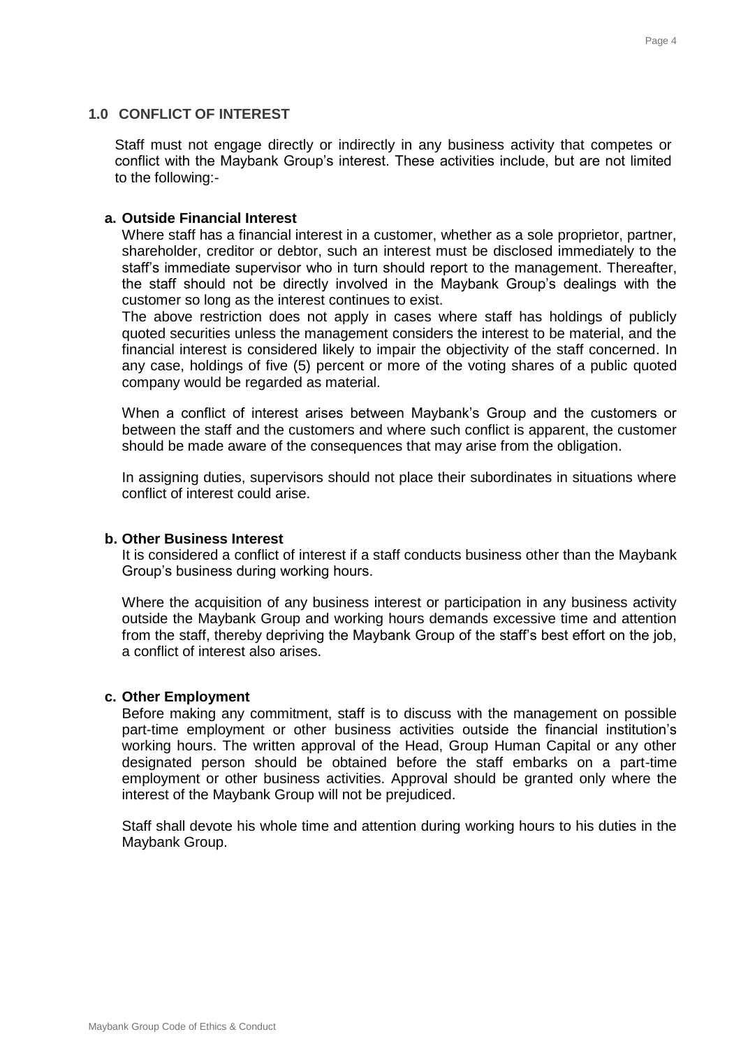## 1.0 CONFLICT OF INTEREST

Staff must not engage directly or indirectly in any business activity that competes or conflict with the Maybank Group's interest. These activities include, but are not limited to the following:-

### a. Outside Financial Interest

Where staff has a financial interest in a customer, whether as a sole proprietor, partner, shareholder, creditor or debtor, such an interest must be disclosed immediately to the staff's immediate supervisor who in turn should report to the management. Thereafter, the staff should not be directly involved in the Maybank Group's dealings with the customer so long as the interest continues to exist.
The above restriction does not apply in cases where staff has holdings of publicly quoted securities unless the management considers the interest to be material, and the financial interest is considered likely to impair the objectivity of the staff concerned. In any case, holdings of five (5) percent or more of the voting shares of a public quoted company would be regarded as material.

When a conflict of interest arises between Maybank's Group and the customers or between the staff and the customers and where such conflict is apparent, the customer should be made aware of the consequences that may arise from the obligation.

In assigning duties, supervisors should not place their subordinates in situations where conflict of interest could arise.

### b. Other Business Interest

It is considered a conflict of interest if a staff conducts business other than the Maybank Group's business during working hours.

Where the acquisition of any business interest or participation in any business activity outside the Maybank Group and working hours demands excessive time and attention from the staff, thereby depriving the Maybank Group of the staff's best effort on the job, a conflict of interest also arises.

### c. Other Employment

Before making any commitment, staff is to discuss with the management on possible part-time employment or other business activities outside the financial institution's working hours. The written approval of the Head, Group Human Capital or any other designated person should be obtained before the staff embarks on a part-time employment or other business activities. Approval should be granted only where the interest of the Maybank Group will not be prejudiced.

Staff shall devote his whole time and attention during working hours to his duties in the Maybank Group.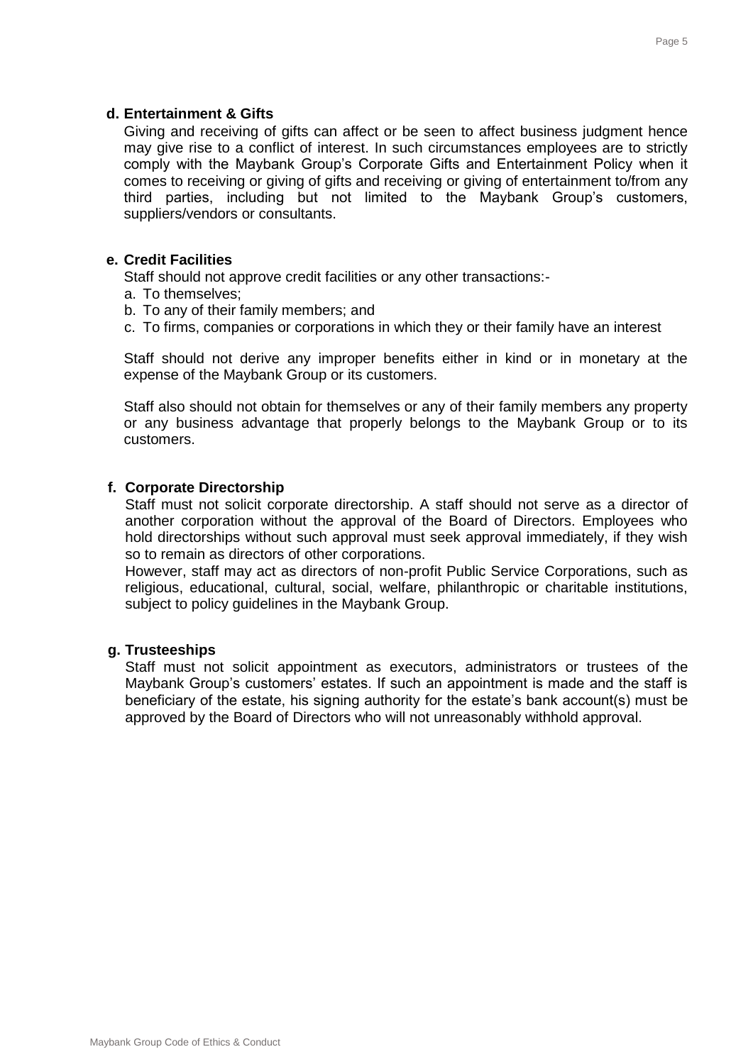### d. Entertainment & Gifts

Giving and receiving of gifts can affect or be seen to affect business judgment hence may give rise to a conflict of interest. In such circumstances employees are to strictly comply with the Maybank Group's Corporate Gifts and Entertainment Policy when it comes to receiving or giving of gifts and receiving or giving of entertainment to/from any third parties, including but not limited to the Maybank Group's customers, suppliers/vendors or consultants.

### e. Credit Facilities

Staff should not approve credit facilities or any other transactions:-

a. To themselves;
b. To any of their family members; and
c. To firms, companies or corporations in which they or their family have an interest

Staff should not derive any improper benefits either in kind or in monetary at the expense of the Maybank Group or its customers.

Staff also should not obtain for themselves or any of their family members any property or any business advantage that properly belongs to the Maybank Group or to its customers.

### f. Corporate Directorship

Staff must not solicit corporate directorship. A staff should not serve as a director of another corporation without the approval of the Board of Directors. Employees who hold directorships without such approval must seek approval immediately, if they wish so to remain as directors of other corporations.

However, staff may act as directors of non-profit Public Service Corporations, such as religious, educational, cultural, social, welfare, philanthropic or charitable institutions, subject to policy guidelines in the Maybank Group.

### g. Trusteeships

Staff must not solicit appointment as executors, administrators or trustees of the Maybank Group's customers' estates. If such an appointment is made and the staff is beneficiary of the estate, his signing authority for the estate's bank account(s) must be approved by the Board of Directors who will not unreasonably withhold approval.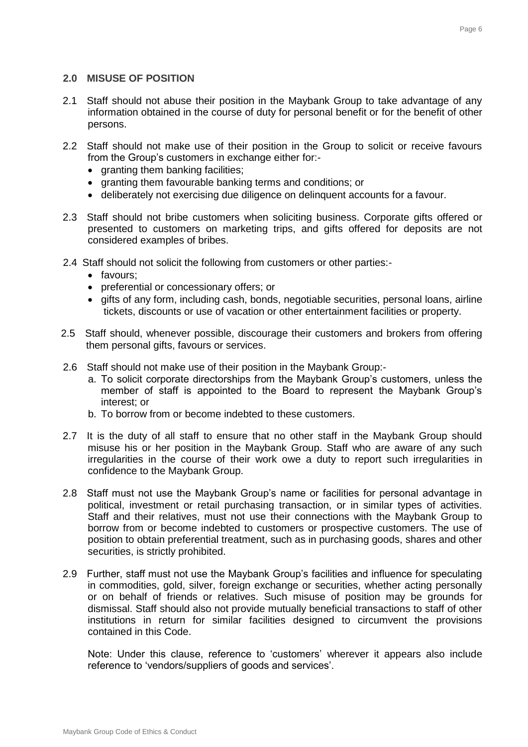## 2.0 MISUSE OF POSITION

2.1 Staff should not abuse their position in the Maybank Group to take advantage of any information obtained in the course of duty for personal benefit or for the benefit of other persons.

2.2 Staff should not make use of their position in the Group to solicit or receive favours from the Group's customers in exchange either for:-

- granting them banking facilities;
- granting them favourable banking terms and conditions; or
- deliberately not exercising due diligence on delinquent accounts for a favour.

2.3 Staff should not bribe customers when soliciting business. Corporate gifts offered or presented to customers on marketing trips, and gifts offered for deposits are not considered examples of bribes.

2.4 Staff should not solicit the following from customers or other parties:-

- favours;
- preferential or concessionary offers; or
- gifts of any form, including cash, bonds, negotiable securities, personal loans, airline tickets, discounts or use of vacation or other entertainment facilities or property.

2.5 Staff should, whenever possible, discourage their customers and brokers from offering them personal gifts, favours or services.

2.6 Staff should not make use of their position in the Maybank Group:-

a. To solicit corporate directorships from the Maybank Group's customers, unless the member of staff is appointed to the Board to represent the Maybank Group's interest; or
b. To borrow from or become indebted to these customers.

2.7 It is the duty of all staff to ensure that no other staff in the Maybank Group should misuse his or her position in the Maybank Group. Staff who are aware of any such irregularities in the course of their work owe a duty to report such irregularities in confidence to the Maybank Group.

2.8 Staff must not use the Maybank Group's name or facilities for personal advantage in political, investment or retail purchasing transaction, or in similar types of activities. Staff and their relatives, must not use their connections with the Maybank Group to borrow from or become indebted to customers or prospective customers. The use of position to obtain preferential treatment, such as in purchasing goods, shares and other securities, is strictly prohibited.

2.9 Further, staff must not use the Maybank Group's facilities and influence for speculating in commodities, gold, silver, foreign exchange or securities, whether acting personally or on behalf of friends or relatives. Such misuse of position may be grounds for dismissal. Staff should also not provide mutually beneficial transactions to staff of other institutions in return for similar facilities designed to circumvent the provisions contained in this Code.

Note: Under this clause, reference to 'customers' wherever it appears also include reference to 'vendors/suppliers of goods and services'.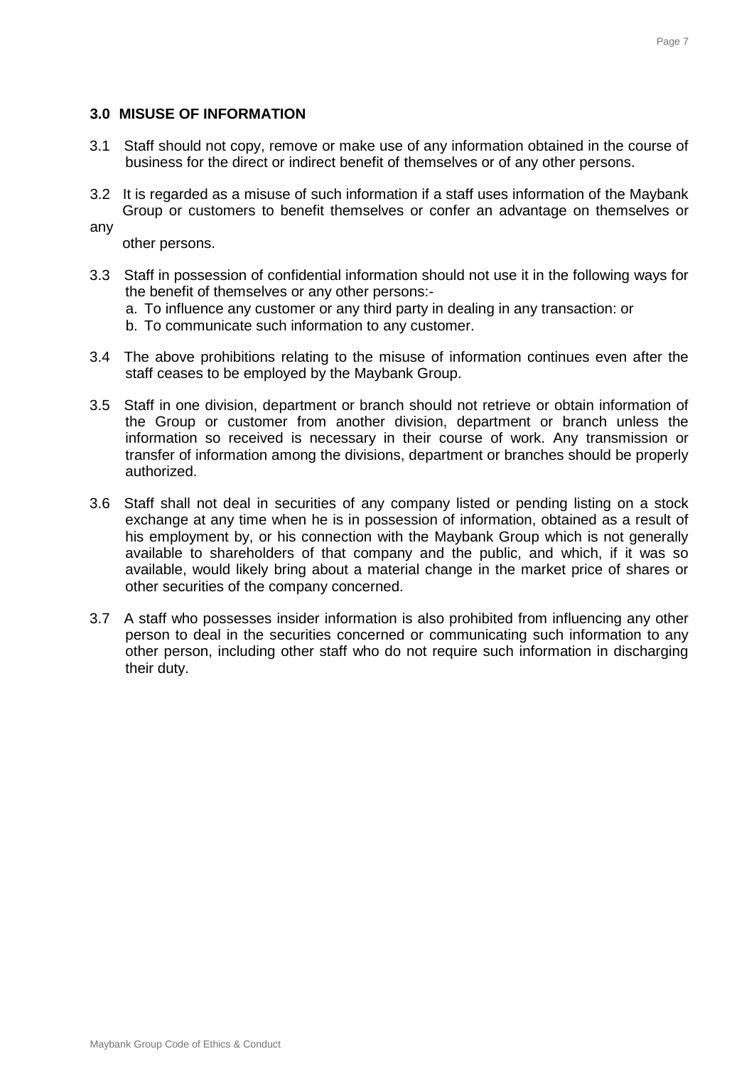## 3.0 MISUSE OF INFORMATION

3.1 Staff should not copy, remove or make use of any information obtained in the course of business for the direct or indirect benefit of themselves or of any other persons.

3.2 It is regarded as a misuse of such information if a staff uses information of the Maybank Group or customers to benefit themselves or confer an advantage on themselves or any other persons.

3.3 Staff in possession of confidential information should not use it in the following ways for the benefit of themselves or any other persons:-

a. To influence any customer or any third party in dealing in any transaction: or
b. To communicate such information to any customer.

3.4 The above prohibitions relating to the misuse of information continues even after the staff ceases to be employed by the Maybank Group.

3.5 Staff in one division, department or branch should not retrieve or obtain information of the Group or customer from another division, department or branch unless the information so received is necessary in their course of work. Any transmission or transfer of information among the divisions, department or branches should be properly authorized.

3.6 Staff shall not deal in securities of any company listed or pending listing on a stock exchange at any time when he is in possession of information, obtained as a result of his employment by, or his connection with the Maybank Group which is not generally available to shareholders of that company and the public, and which, if it was so available, would likely bring about a material change in the market price of shares or other securities of the company concerned.

3.7 A staff who possesses insider information is also prohibited from influencing any other person to deal in the securities concerned or communicating such information to any other person, including other staff who do not require such information in discharging their duty.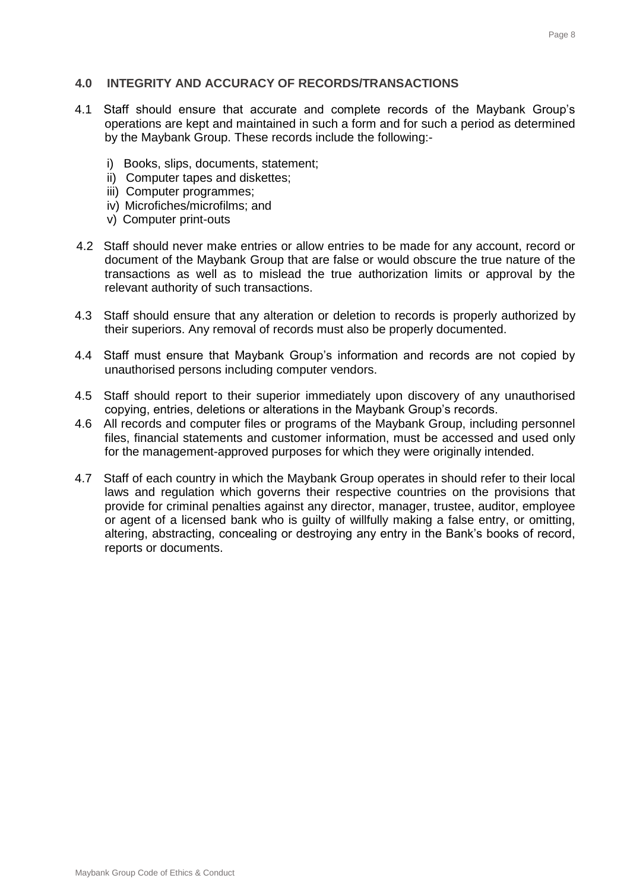## 4.0 INTEGRITY AND ACCURACY OF RECORDS/TRANSACTIONS

4.1 Staff should ensure that accurate and complete records of the Maybank Group's operations are kept and maintained in such a form and for such a period as determined by the Maybank Group. These records include the following:-

i) Books, slips, documents, statement;
ii) Computer tapes and diskettes;
iii) Computer programmes;
iv) Microfiches/microfilms; and
v) Computer print-outs

4.2 Staff should never make entries or allow entries to be made for any account, record or document of the Maybank Group that are false or would obscure the true nature of the transactions as well as to mislead the true authorization limits or approval by the relevant authority of such transactions.

4.3 Staff should ensure that any alteration or deletion to records is properly authorized by their superiors. Any removal of records must also be properly documented.

4.4 Staff must ensure that Maybank Group's information and records are not copied by unauthorised persons including computer vendors.

4.5 Staff should report to their superior immediately upon discovery of any unauthorised copying, entries, deletions or alterations in the Maybank Group's records.

4.6 All records and computer files or programs of the Maybank Group, including personnel files, financial statements and customer information, must be accessed and used only for the management-approved purposes for which they were originally intended.

4.7 Staff of each country in which the Maybank Group operates in should refer to their local laws and regulation which governs their respective countries on the provisions that provide for criminal penalties against any director, manager, trustee, auditor, employee or agent of a licensed bank who is guilty of willfully making a false entry, or omitting, altering, abstracting, concealing or destroying any entry in the Bank's books of record, reports or documents.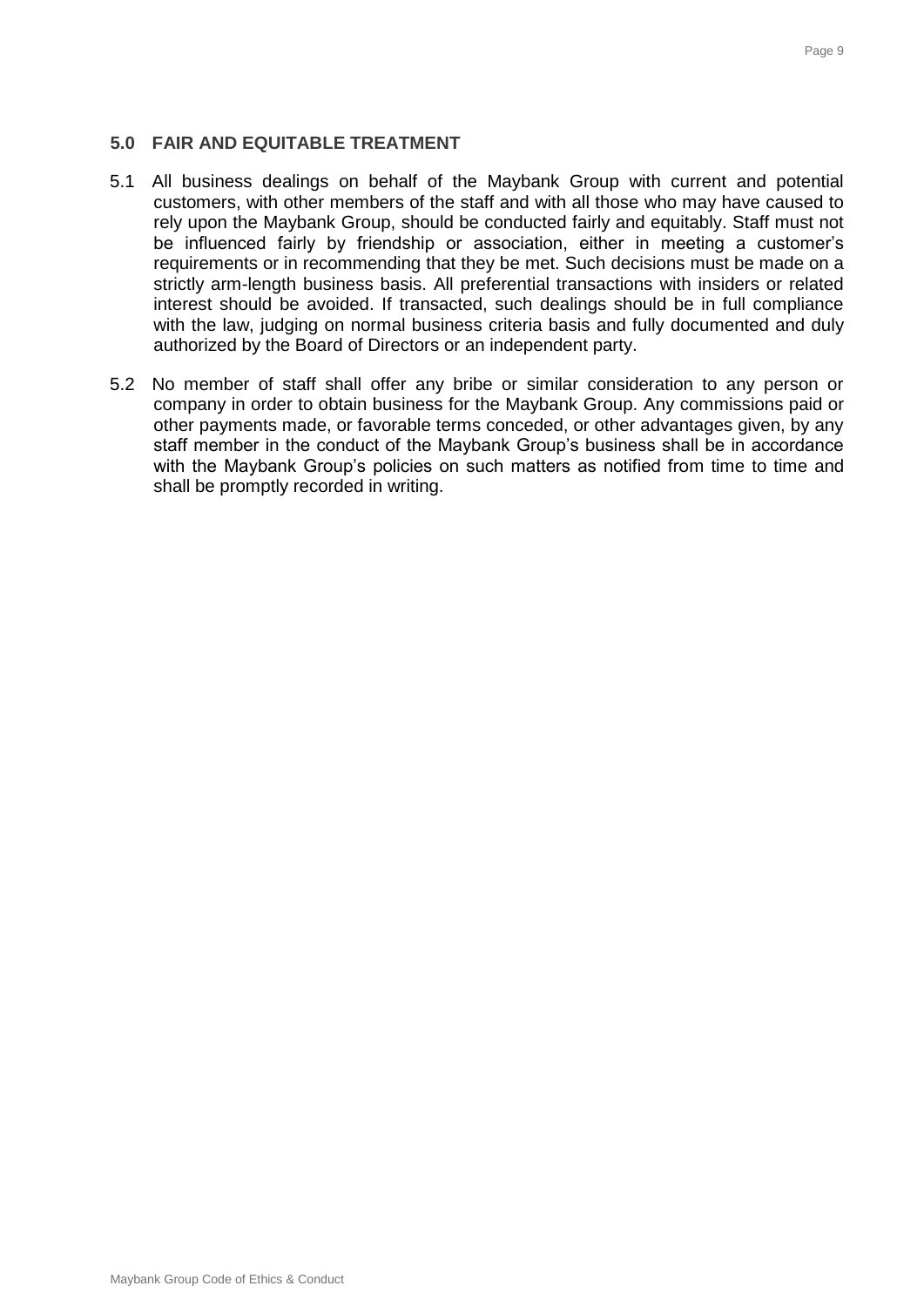## 5.0 FAIR AND EQUITABLE TREATMENT

5.1 All business dealings on behalf of the Maybank Group with current and potential customers, with other members of the staff and with all those who may have caused to rely upon the Maybank Group, should be conducted fairly and equitably. Staff must not be influenced fairly by friendship or association, either in meeting a customer's requirements or in recommending that they be met. Such decisions must be made on a strictly arm-length business basis. All preferential transactions with insiders or related interest should be avoided. If transacted, such dealings should be in full compliance with the law, judging on normal business criteria basis and fully documented and duly authorized by the Board of Directors or an independent party.

5.2 No member of staff shall offer any bribe or similar consideration to any person or company in order to obtain business for the Maybank Group. Any commissions paid or other payments made, or favorable terms conceded, or other advantages given, by any staff member in the conduct of the Maybank Group's business shall be in accordance with the Maybank Group's policies on such matters as notified from time to time and shall be promptly recorded in writing.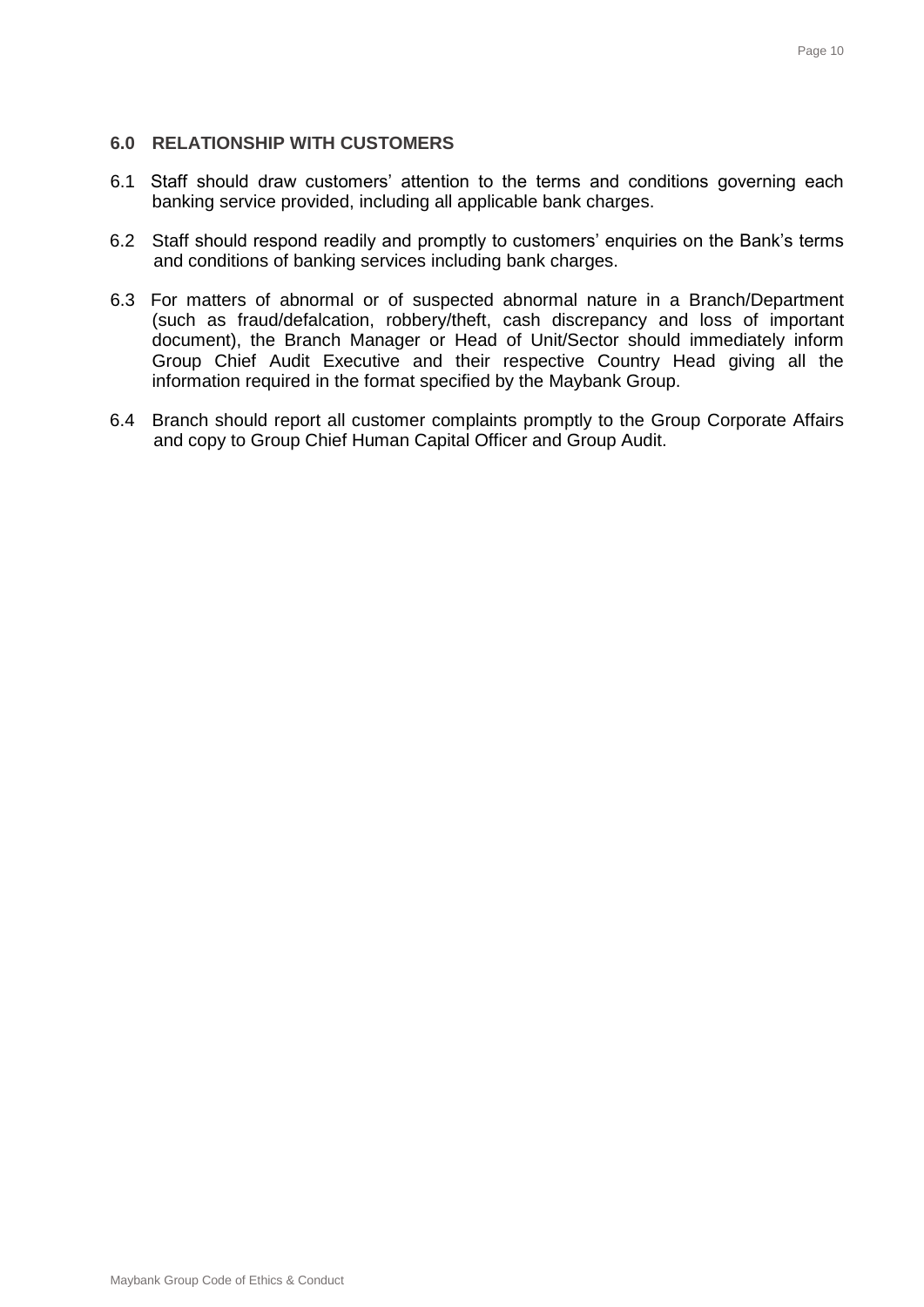## 6.0 RELATIONSHIP WITH CUSTOMERS

6.1 Staff should draw customers' attention to the terms and conditions governing each banking service provided, including all applicable bank charges.

6.2 Staff should respond readily and promptly to customers' enquiries on the Bank's terms and conditions of banking services including bank charges.

6.3 For matters of abnormal or of suspected abnormal nature in a Branch/Department (such as fraud/defalcation, robbery/theft, cash discrepancy and loss of important document), the Branch Manager or Head of Unit/Sector should immediately inform Group Chief Audit Executive and their respective Country Head giving all the information required in the format specified by the Maybank Group.

6.4 Branch should report all customer complaints promptly to the Group Corporate Affairs and copy to Group Chief Human Capital Officer and Group Audit.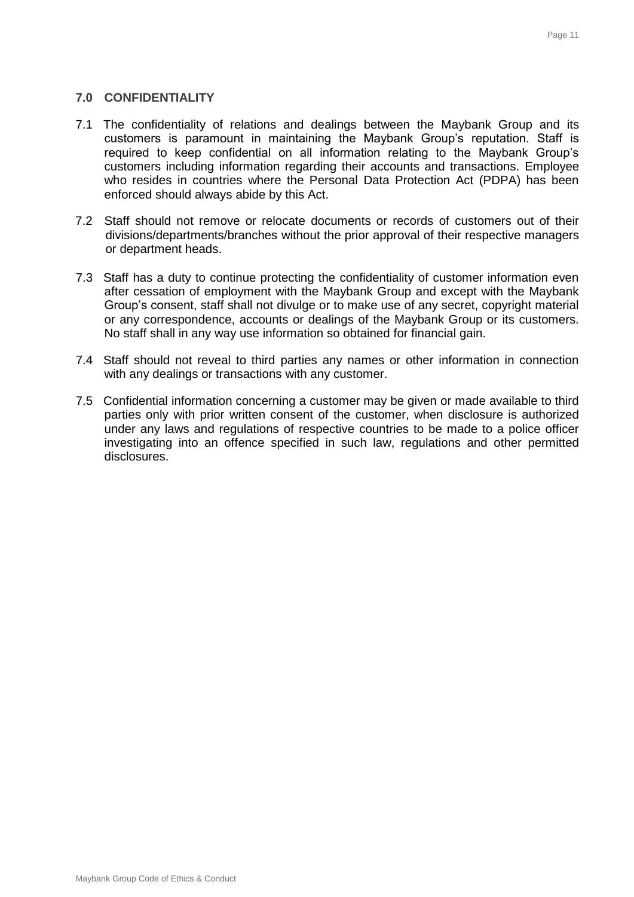## 7.0 CONFIDENTIALITY

7.1 The confidentiality of relations and dealings between the Maybank Group and its customers is paramount in maintaining the Maybank Group's reputation. Staff is required to keep confidential on all information relating to the Maybank Group's customers including information regarding their accounts and transactions. Employee who resides in countries where the Personal Data Protection Act (PDPA) has been enforced should always abide by this Act.

7.2 Staff should not remove or relocate documents or records of customers out of their divisions/departments/branches without the prior approval of their respective managers or department heads.

7.3 Staff has a duty to continue protecting the confidentiality of customer information even after cessation of employment with the Maybank Group and except with the Maybank Group's consent, staff shall not divulge or to make use of any secret, copyright material or any correspondence, accounts or dealings of the Maybank Group or its customers. No staff shall in any way use information so obtained for financial gain.

7.4 Staff should not reveal to third parties any names or other information in connection with any dealings or transactions with any customer.

7.5 Confidential information concerning a customer may be given or made available to third parties only with prior written consent of the customer, when disclosure is authorized under any laws and regulations of respective countries to be made to a police officer investigating into an offence specified in such law, regulations and other permitted disclosures.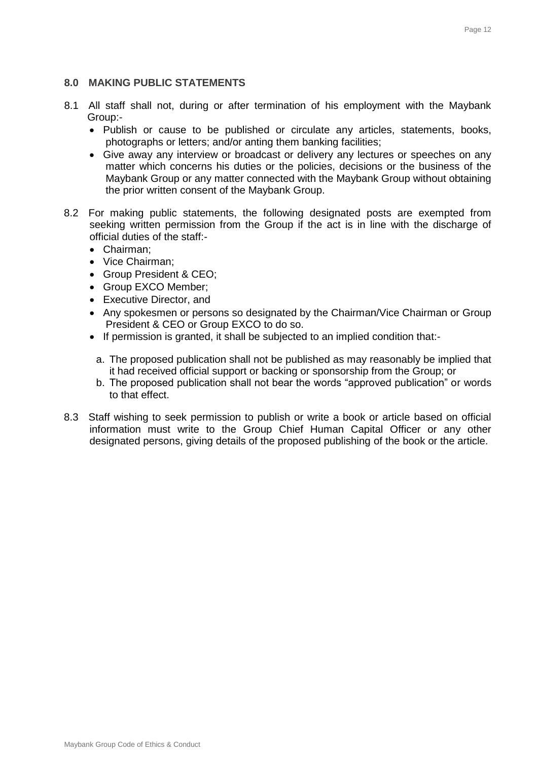## 8.0 MAKING PUBLIC STATEMENTS

8.1 All staff shall not, during or after termination of his employment with the Maybank Group:-

- Publish or cause to be published or circulate any articles, statements, books, photographs or letters; and/or anting them banking facilities;
- Give away any interview or broadcast or delivery any lectures or speeches on any matter which concerns his duties or the policies, decisions or the business of the Maybank Group or any matter connected with the Maybank Group without obtaining the prior written consent of the Maybank Group.

8.2 For making public statements, the following designated posts are exempted from seeking written permission from the Group if the act is in line with the discharge of official duties of the staff:-

- Chairman;
- Vice Chairman;
- Group President & CEO;
- Group EXCO Member;
- Executive Director, and
- Any spokesmen or persons so designated by the Chairman/Vice Chairman or Group President & CEO or Group EXCO to do so.
- If permission is granted, it shall be subjected to an implied condition that:-

  a. The proposed publication shall not be published as may reasonably be implied that it had received official support or backing or sponsorship from the Group; or
  b. The proposed publication shall not bear the words "approved publication" or words to that effect.

8.3 Staff wishing to seek permission to publish or write a book or article based on official information must write to the Group Chief Human Capital Officer or any other designated persons, giving details of the proposed publishing of the book or the article.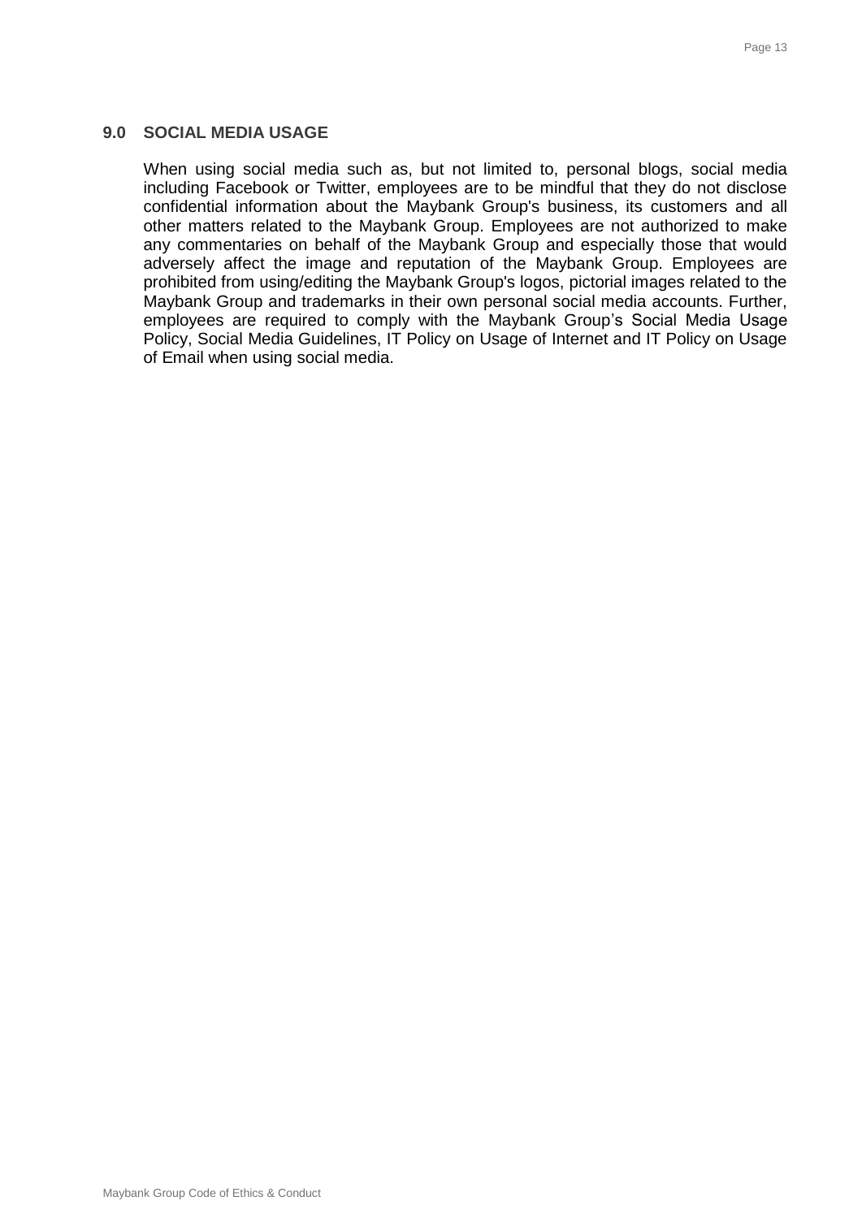## 9.0 SOCIAL MEDIA USAGE

When using social media such as, but not limited to, personal blogs, social media including Facebook or Twitter, employees are to be mindful that they do not disclose confidential information about the Maybank Group's business, its customers and all other matters related to the Maybank Group. Employees are not authorized to make any commentaries on behalf of the Maybank Group and especially those that would adversely affect the image and reputation of the Maybank Group. Employees are prohibited from using/editing the Maybank Group's logos, pictorial images related to the Maybank Group and trademarks in their own personal social media accounts. Further, employees are required to comply with the Maybank Group's Social Media Usage Policy, Social Media Guidelines, IT Policy on Usage of Internet and IT Policy on Usage of Email when using social media.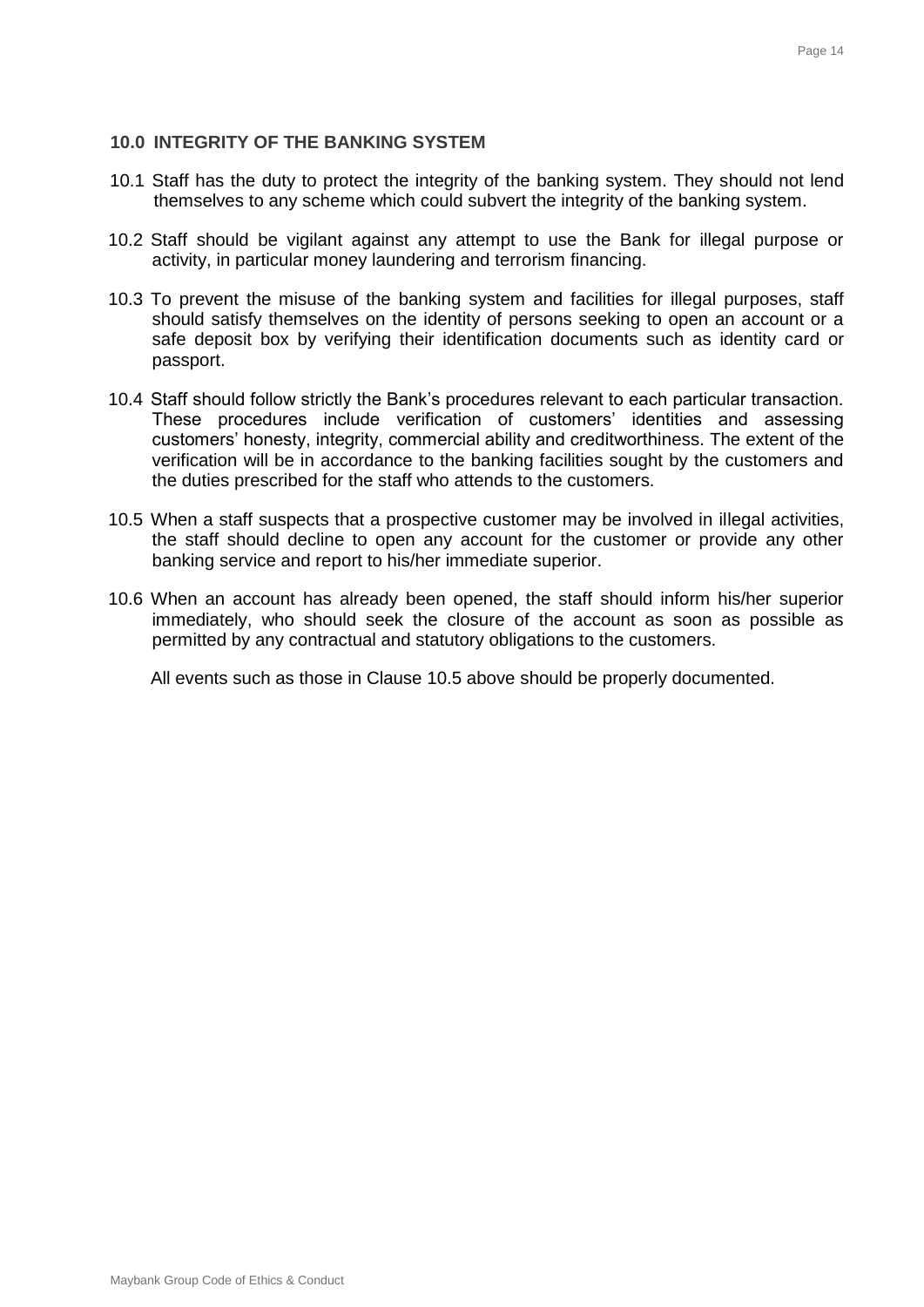## 10.0 INTEGRITY OF THE BANKING SYSTEM

10.1 Staff has the duty to protect the integrity of the banking system. They should not lend themselves to any scheme which could subvert the integrity of the banking system.

10.2 Staff should be vigilant against any attempt to use the Bank for illegal purpose or activity, in particular money laundering and terrorism financing.

10.3 To prevent the misuse of the banking system and facilities for illegal purposes, staff should satisfy themselves on the identity of persons seeking to open an account or a safe deposit box by verifying their identification documents such as identity card or passport.

10.4 Staff should follow strictly the Bank's procedures relevant to each particular transaction. These procedures include verification of customers' identities and assessing customers' honesty, integrity, commercial ability and creditworthiness. The extent of the verification will be in accordance to the banking facilities sought by the customers and the duties prescribed for the staff who attends to the customers.

10.5 When a staff suspects that a prospective customer may be involved in illegal activities, the staff should decline to open any account for the customer or provide any other banking service and report to his/her immediate superior.

10.6 When an account has already been opened, the staff should inform his/her superior immediately, who should seek the closure of the account as soon as possible as permitted by any contractual and statutory obligations to the customers.

All events such as those in Clause 10.5 above should be properly documented.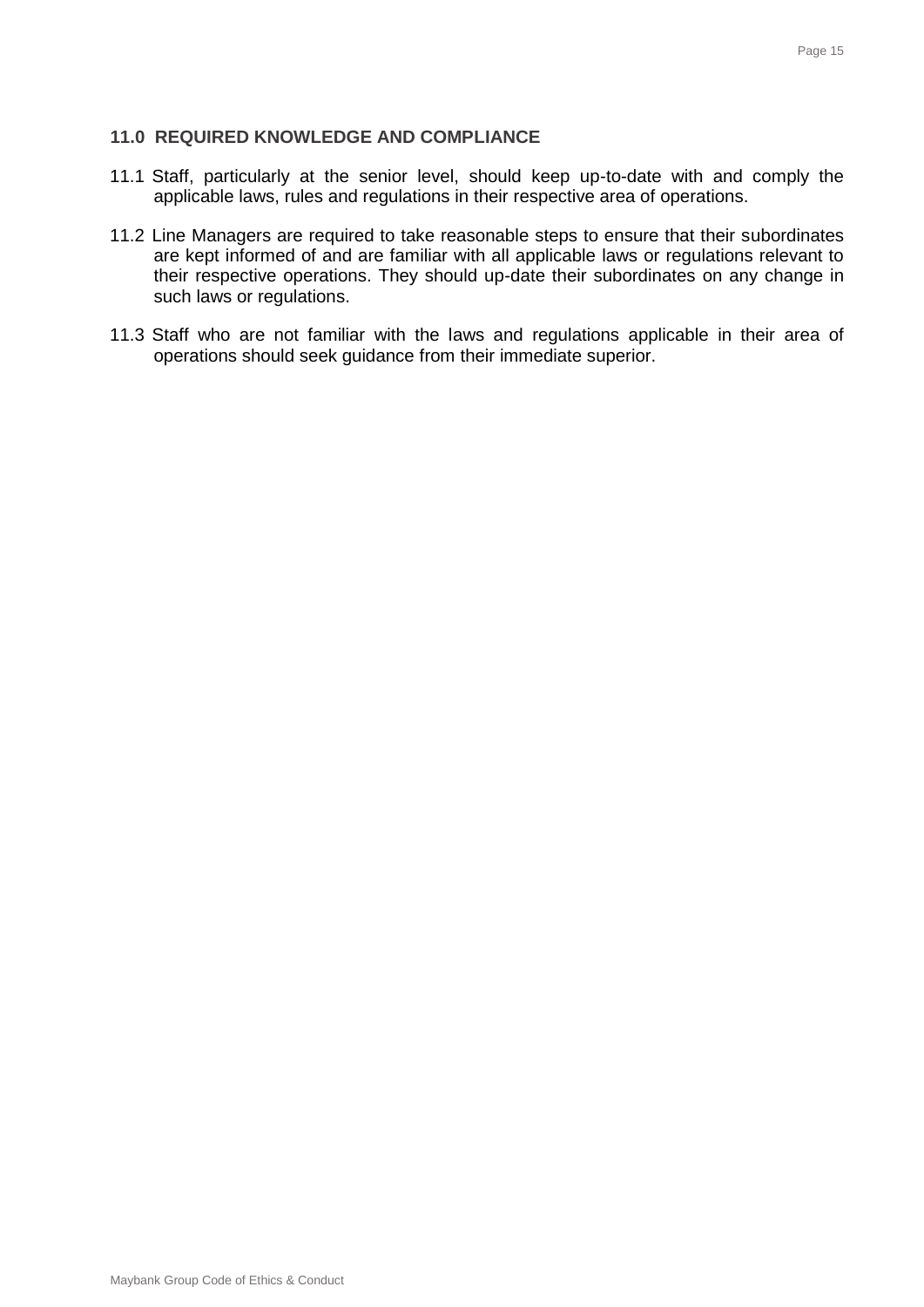## 11.0 REQUIRED KNOWLEDGE AND COMPLIANCE

11.1 Staff, particularly at the senior level, should keep up-to-date with and comply the applicable laws, rules and regulations in their respective area of operations.

11.2 Line Managers are required to take reasonable steps to ensure that their subordinates are kept informed of and are familiar with all applicable laws or regulations relevant to their respective operations. They should up-date their subordinates on any change in such laws or regulations.

11.3 Staff who are not familiar with the laws and regulations applicable in their area of operations should seek guidance from their immediate superior.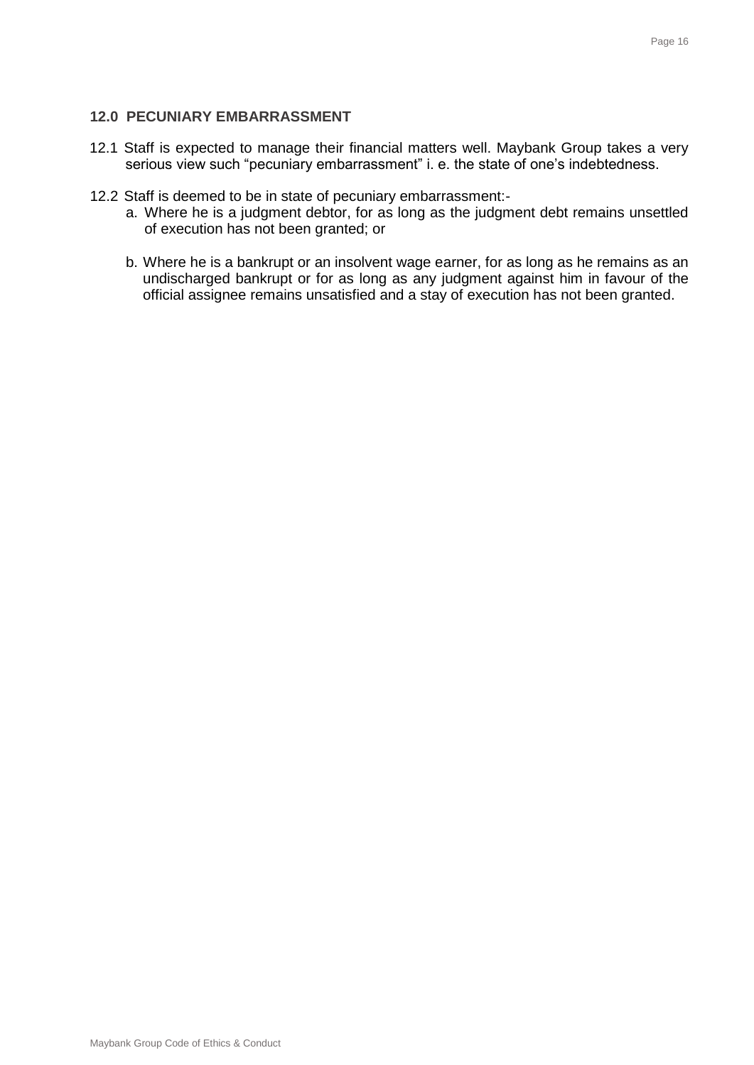## 12.0 PECUNIARY EMBARRASSMENT

12.1 Staff is expected to manage their financial matters well. Maybank Group takes a very serious view such "pecuniary embarrassment" i. e. the state of one's indebtedness.

12.2 Staff is deemed to be in state of pecuniary embarrassment:-

a. Where he is a judgment debtor, for as long as the judgment debt remains unsettled of execution has not been granted; or

b. Where he is a bankrupt or an insolvent wage earner, for as long as he remains as an undischarged bankrupt or for as long as any judgment against him in favour of the official assignee remains unsatisfied and a stay of execution has not been granted.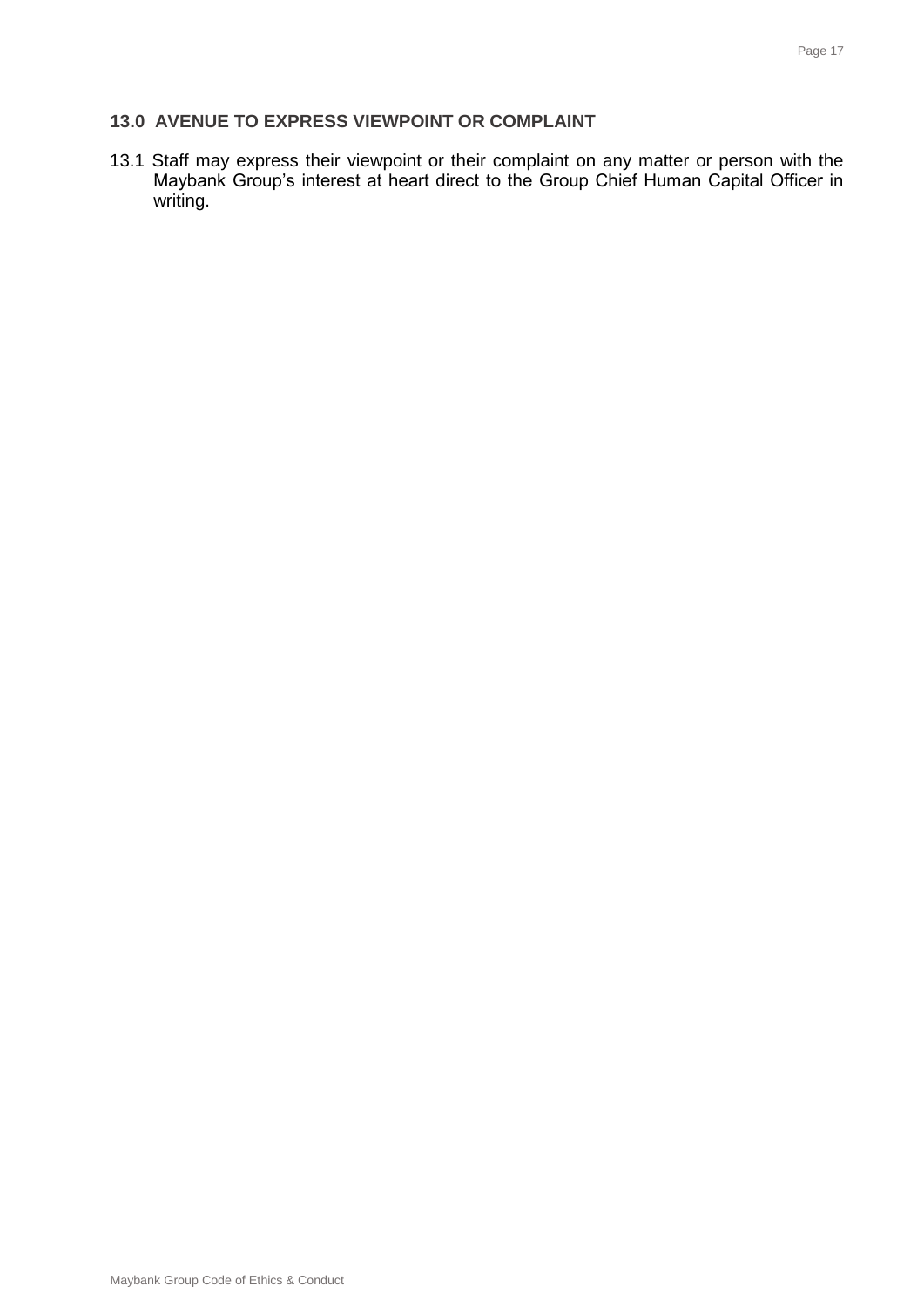## 13.0 AVENUE TO EXPRESS VIEWPOINT OR COMPLAINT

13.1 Staff may express their viewpoint or their complaint on any matter or person with the Maybank Group's interest at heart direct to the Group Chief Human Capital Officer in writing.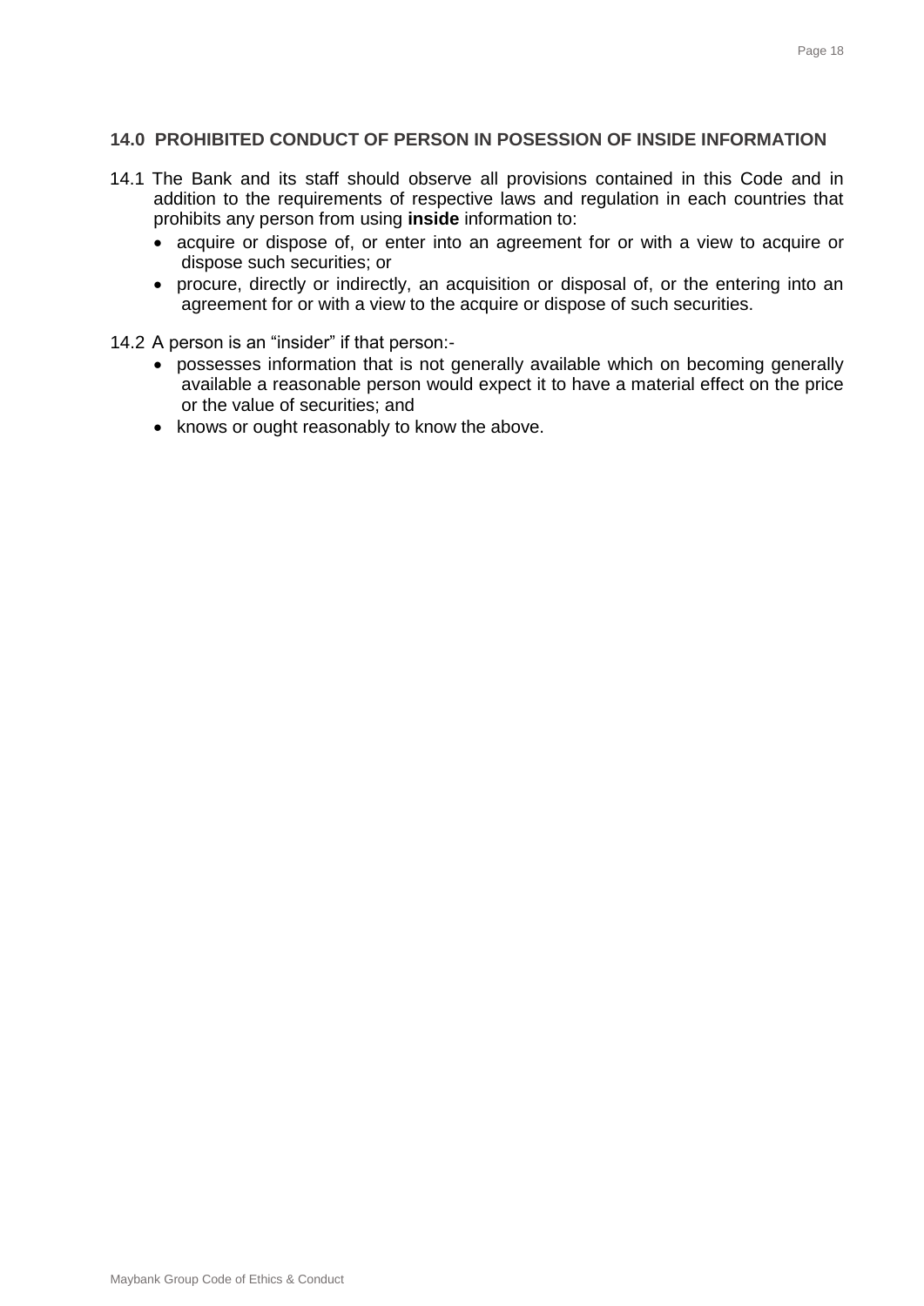## 14.0 PROHIBITED CONDUCT OF PERSON IN POSESSION OF INSIDE INFORMATION

14.1 The Bank and its staff should observe all provisions contained in this Code and in addition to the requirements of respective laws and regulation in each countries that prohibits any person from using **inside** information to:

- acquire or dispose of, or enter into an agreement for or with a view to acquire or dispose such securities; or
- procure, directly or indirectly, an acquisition or disposal of, or the entering into an agreement for or with a view to the acquire or dispose of such securities.

14.2 A person is an "insider" if that person:-

- possesses information that is not generally available which on becoming generally available a reasonable person would expect it to have a material effect on the price or the value of securities; and
- knows or ought reasonably to know the above.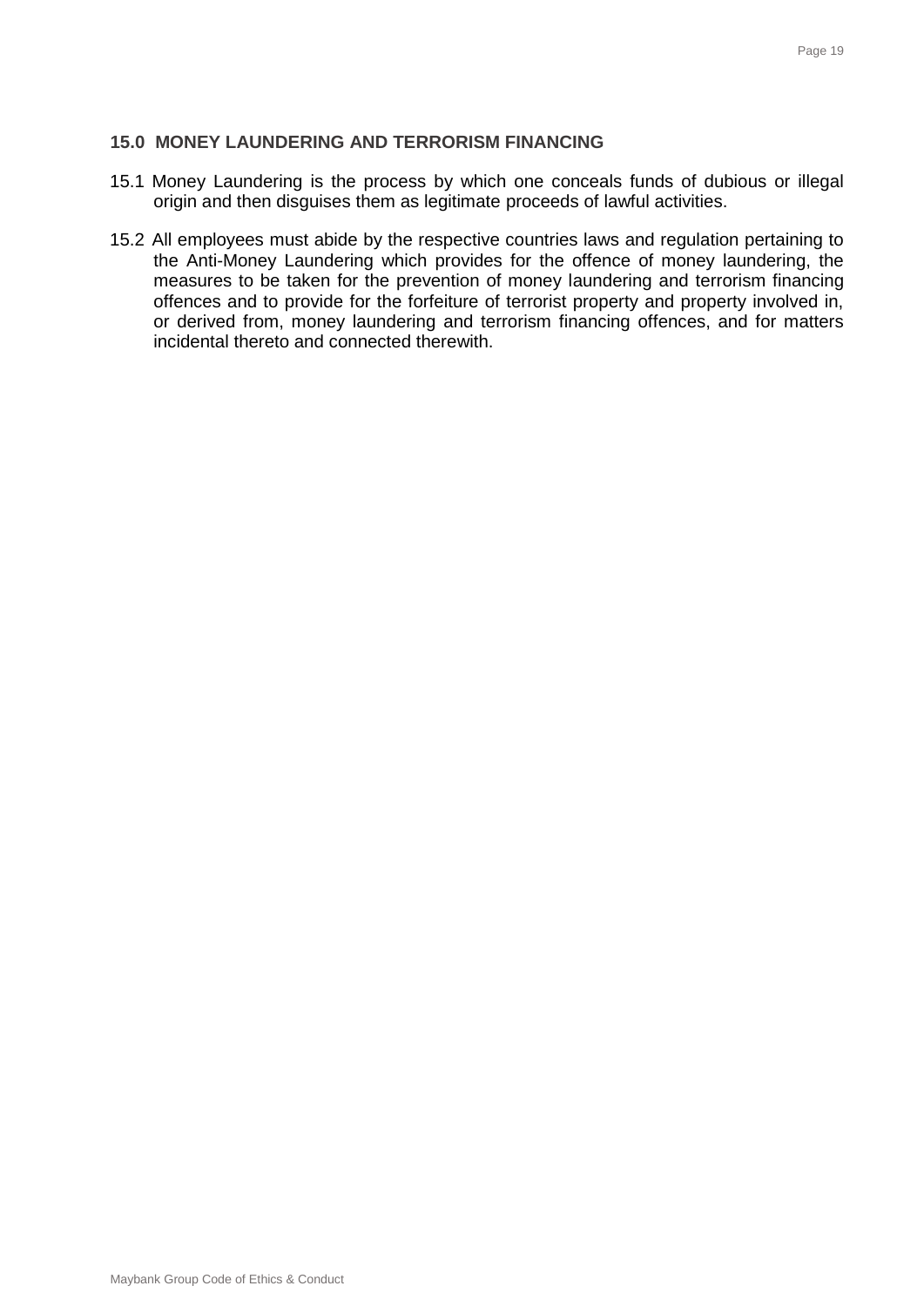## 15.0 MONEY LAUNDERING AND TERRORISM FINANCING

15.1 Money Laundering is the process by which one conceals funds of dubious or illegal origin and then disguises them as legitimate proceeds of lawful activities.

15.2 All employees must abide by the respective countries laws and regulation pertaining to the Anti-Money Laundering which provides for the offence of money laundering, the measures to be taken for the prevention of money laundering and terrorism financing offences and to provide for the forfeiture of terrorist property and property involved in, or derived from, money laundering and terrorism financing offences, and for matters incidental thereto and connected therewith.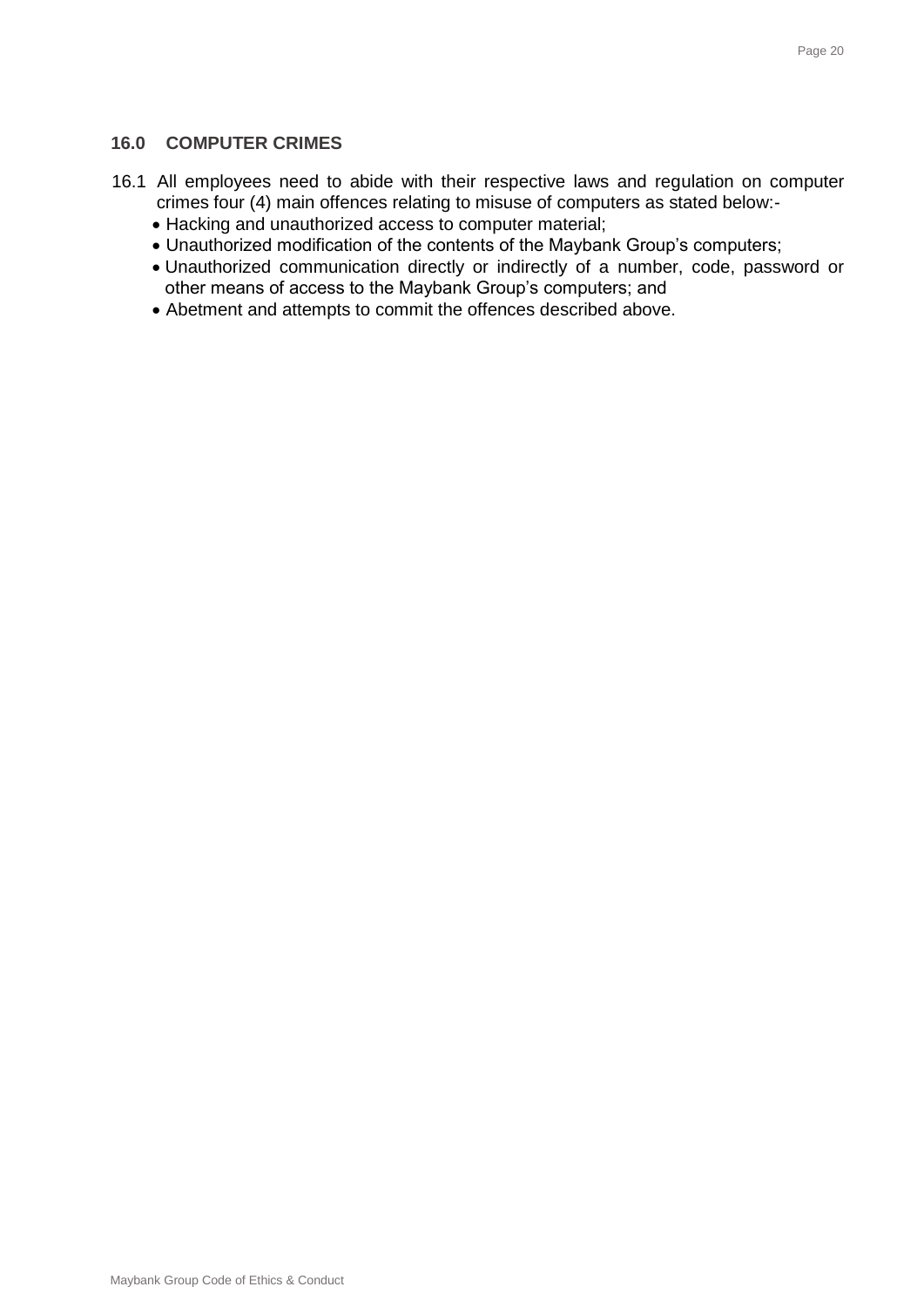## 16.0 COMPUTER CRIMES

16.1 All employees need to abide with their respective laws and regulation on computer crimes four (4) main offences relating to misuse of computers as stated below:-

- Hacking and unauthorized access to computer material;
- Unauthorized modification of the contents of the Maybank Group's computers;
- Unauthorized communication directly or indirectly of a number, code, password or other means of access to the Maybank Group's computers; and
- Abetment and attempts to commit the offences described above.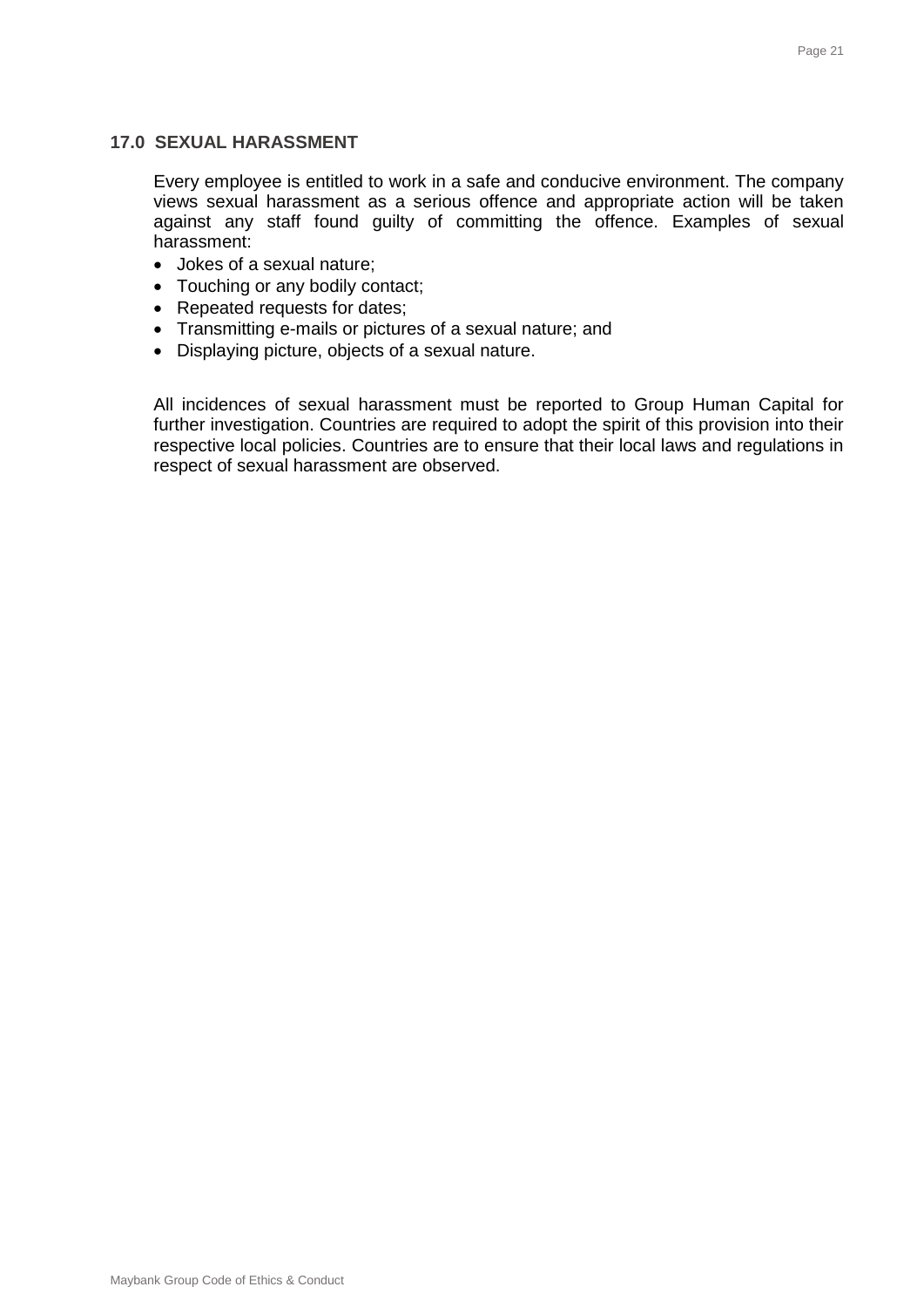## 17.0 SEXUAL HARASSMENT

Every employee is entitled to work in a safe and conducive environment. The company views sexual harassment as a serious offence and appropriate action will be taken against any staff found guilty of committing the offence. Examples of sexual harassment:

- Jokes of a sexual nature;
- Touching or any bodily contact;
- Repeated requests for dates;
- Transmitting e-mails or pictures of a sexual nature; and
- Displaying picture, objects of a sexual nature.

All incidences of sexual harassment must be reported to Group Human Capital for further investigation. Countries are required to adopt the spirit of this provision into their respective local policies. Countries are to ensure that their local laws and regulations in respect of sexual harassment are observed.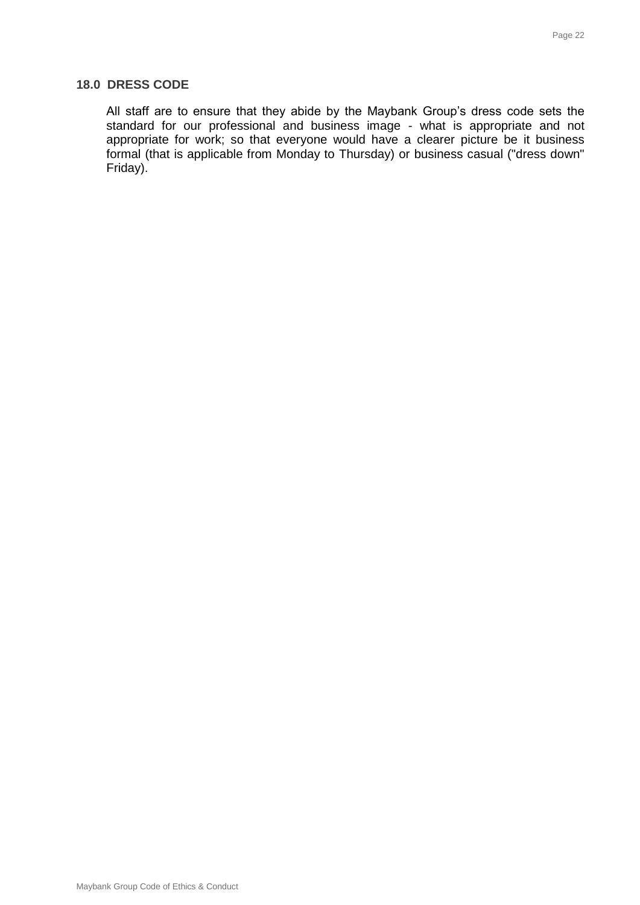## 18.0 DRESS CODE

All staff are to ensure that they abide by the Maybank Group's dress code sets the standard for our professional and business image - what is appropriate and not appropriate for work; so that everyone would have a clearer picture be it business formal (that is applicable from Monday to Thursday) or business casual ("dress down" Friday).